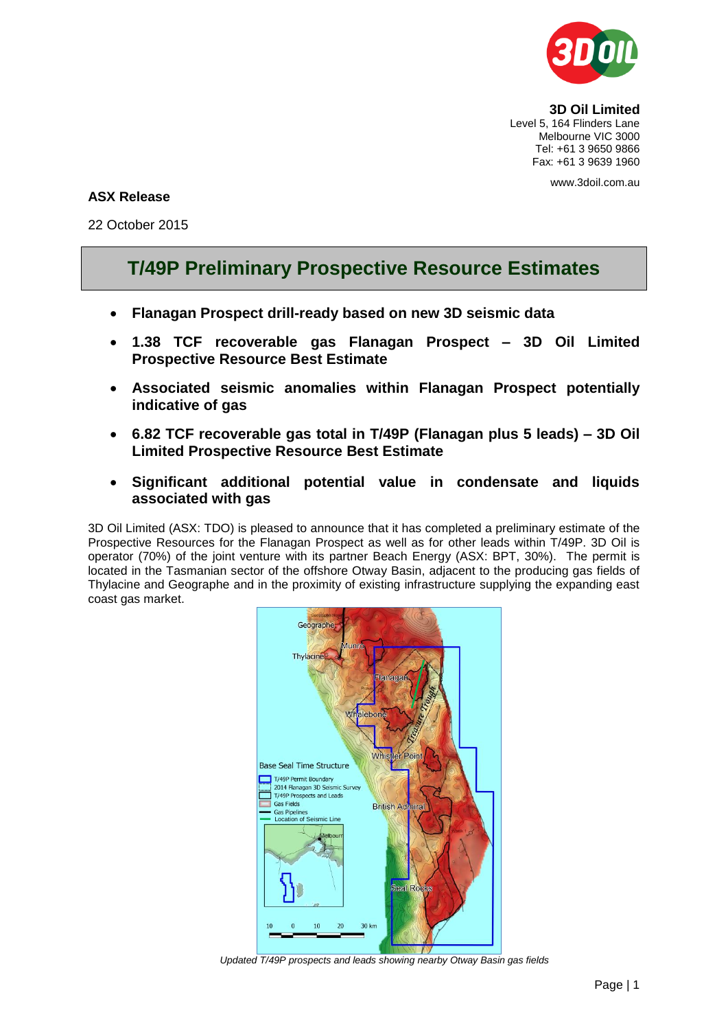**3D Oil Limited**
Level 5, 164 Flinders Lane
Melbourne VIC 3000
Tel: +61 3 9650 9866
Fax: +61 3 9639 1960

www.3doil.com.au

**ASX Release**

22 October 2015

# T/49P Preliminary Prospective Resource Estimates

- **Flanagan Prospect drill-ready based on new 3D seismic data**
- **1.38 TCF recoverable gas Flanagan Prospect – 3D Oil Limited Prospective Resource Best Estimate**
- **Associated seismic anomalies within Flanagan Prospect potentially indicative of gas**
- **6.82 TCF recoverable gas total in T/49P (Flanagan plus 5 leads) – 3D Oil Limited Prospective Resource Best Estimate**
- **Significant additional potential value in condensate and liquids associated with gas**

3D Oil Limited (ASX: TDO) is pleased to announce that it has completed a preliminary estimate of the Prospective Resources for the Flanagan Prospect as well as for other leads within T/49P. 3D Oil is operator (70%) of the joint venture with its partner Beach Energy (ASX: BPT, 30%). The permit is located in the Tasmanian sector of the offshore Otway Basin, adjacent to the producing gas fields of Thylacine and Geographe and in the proximity of existing infrastructure supplying the expanding east coast gas market.

*Updated T/49P prospects and leads showing nearby Otway Basin gas fields*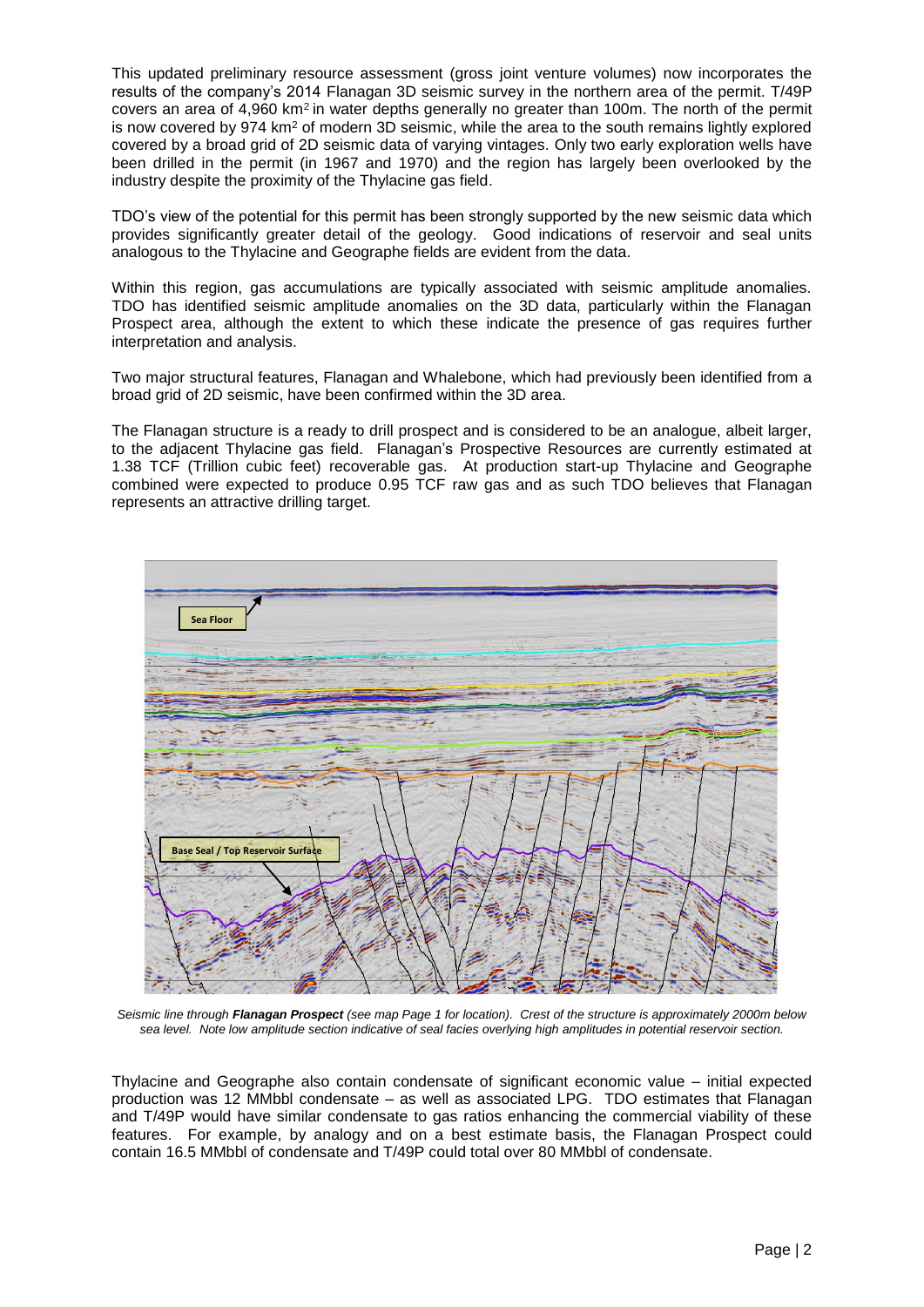This updated preliminary resource assessment (gross joint venture volumes) now incorporates the results of the company's 2014 Flanagan 3D seismic survey in the northern area of the permit. T/49P covers an area of 4,960 km$^2$ in water depths generally no greater than 100m. The north of the permit is now covered by 974 km$^2$ of modern 3D seismic, while the area to the south remains lightly explored covered by a broad grid of 2D seismic data of varying vintages. Only two early exploration wells have been drilled in the permit (in 1967 and 1970) and the region has largely been overlooked by the industry despite the proximity of the Thylacine gas field.

TDO's view of the potential for this permit has been strongly supported by the new seismic data which provides significantly greater detail of the geology. Good indications of reservoir and seal units analogous to the Thylacine and Geographe fields are evident from the data.

Within this region, gas accumulations are typically associated with seismic amplitude anomalies. TDO has identified seismic amplitude anomalies on the 3D data, particularly within the Flanagan Prospect area, although the extent to which these indicate the presence of gas requires further interpretation and analysis.

Two major structural features, Flanagan and Whalebone, which had previously been identified from a broad grid of 2D seismic, have been confirmed within the 3D area.

The Flanagan structure is a ready to drill prospect and is considered to be an analogue, albeit larger, to the adjacent Thylacine gas field. Flanagan's Prospective Resources are currently estimated at 1.38 TCF (Trillion cubic feet) recoverable gas. At production start-up Thylacine and Geographe combined were expected to produce 0.95 TCF raw gas and as such TDO believes that Flanagan represents an attractive drilling target.

*Seismic line through **Flanagan Prospect** (see map Page 1 for location). Crest of the structure is approximately 2000m below sea level. Note low amplitude section indicative of seal facies overlying high amplitudes in potential reservoir section.*

Thylacine and Geographe also contain condensate of significant economic value – initial expected production was 12 MMbbl condensate – as well as associated LPG. TDO estimates that Flanagan and T/49P would have similar condensate to gas ratios enhancing the commercial viability of these features. For example, by analogy and on a best estimate basis, the Flanagan Prospect could contain 16.5 MMbbl of condensate and T/49P could total over 80 MMbbl of condensate.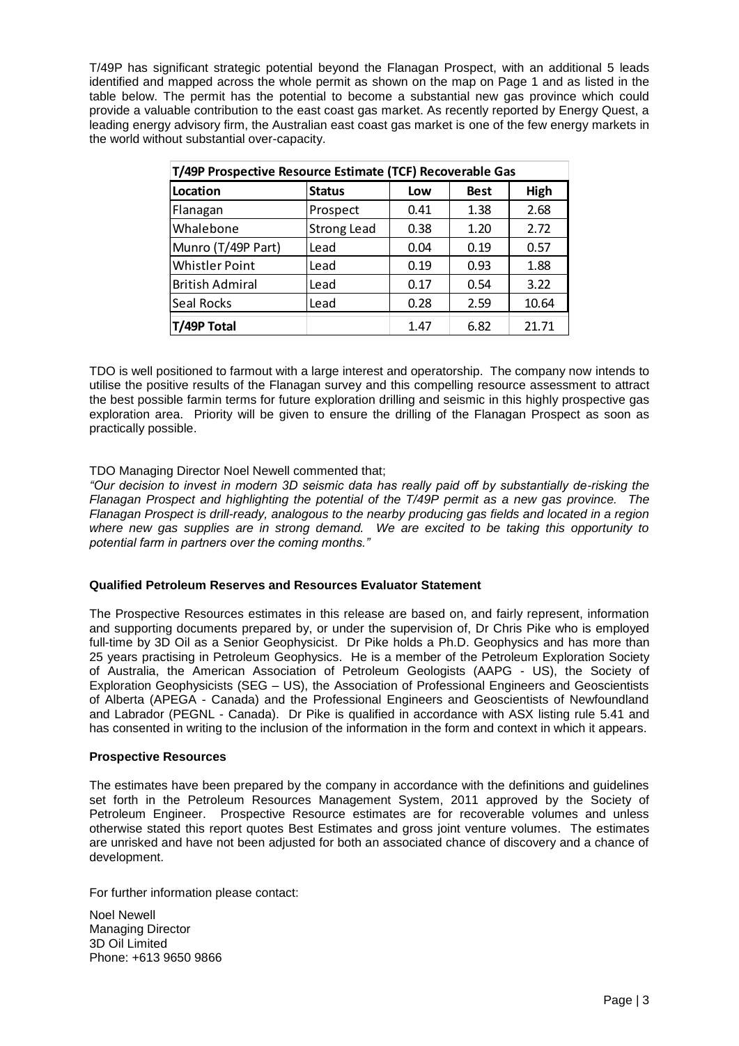T/49P has significant strategic potential beyond the Flanagan Prospect, with an additional 5 leads identified and mapped across the whole permit as shown on the map on Page 1 and as listed in the table below. The permit has the potential to become a substantial new gas province which could provide a valuable contribution to the east coast gas market. As recently reported by Energy Quest, a leading energy advisory firm, the Australian east coast gas market is one of the few energy markets in the world without substantial over-capacity.

| T/49P Prospective Resource Estimate (TCF) Recoverable Gas | | | | |
|---|---|---|---|---|
| **Location** | **Status** | **Low** | **Best** | **High** |
| Flanagan | Prospect | 0.41 | 1.38 | 2.68 |
| Whalebone | Strong Lead | 0.38 | 1.20 | 2.72 |
| Munro (T/49P Part) | Lead | 0.04 | 0.19 | 0.57 |
| Whistler Point | Lead | 0.19 | 0.93 | 1.88 |
| British Admiral | Lead | 0.17 | 0.54 | 3.22 |
| Seal Rocks | Lead | 0.28 | 2.59 | 10.64 |
| **T/49P Total** | | 1.47 | 6.82 | 21.71 |

TDO is well positioned to farmout with a large interest and operatorship. The company now intends to utilise the positive results of the Flanagan survey and this compelling resource assessment to attract the best possible farmin terms for future exploration drilling and seismic in this highly prospective gas exploration area. Priority will be given to ensure the drilling of the Flanagan Prospect as soon as practically possible.

TDO Managing Director Noel Newell commented that;

*"Our decision to invest in modern 3D seismic data has really paid off by substantially de-risking the Flanagan Prospect and highlighting the potential of the T/49P permit as a new gas province. The Flanagan Prospect is drill-ready, analogous to the nearby producing gas fields and located in a region where new gas supplies are in strong demand. We are excited to be taking this opportunity to potential farm in partners over the coming months."*

**Qualified Petroleum Reserves and Resources Evaluator Statement**

The Prospective Resources estimates in this release are based on, and fairly represent, information and supporting documents prepared by, or under the supervision of, Dr Chris Pike who is employed full-time by 3D Oil as a Senior Geophysicist. Dr Pike holds a Ph.D. Geophysics and has more than 25 years practising in Petroleum Geophysics. He is a member of the Petroleum Exploration Society of Australia, the American Association of Petroleum Geologists (AAPG - US), the Society of Exploration Geophysicists (SEG – US), the Association of Professional Engineers and Geoscientists of Alberta (APEGA - Canada) and the Professional Engineers and Geoscientists of Newfoundland and Labrador (PEGNL - Canada). Dr Pike is qualified in accordance with ASX listing rule 5.41 and has consented in writing to the inclusion of the information in the form and context in which it appears.

**Prospective Resources**

The estimates have been prepared by the company in accordance with the definitions and guidelines set forth in the Petroleum Resources Management System, 2011 approved by the Society of Petroleum Engineer. Prospective Resource estimates are for recoverable volumes and unless otherwise stated this report quotes Best Estimates and gross joint venture volumes. The estimates are unrisked and have not been adjusted for both an associated chance of discovery and a chance of development.

For further information please contact:

Noel Newell
Managing Director
3D Oil Limited
Phone: +613 9650 9866